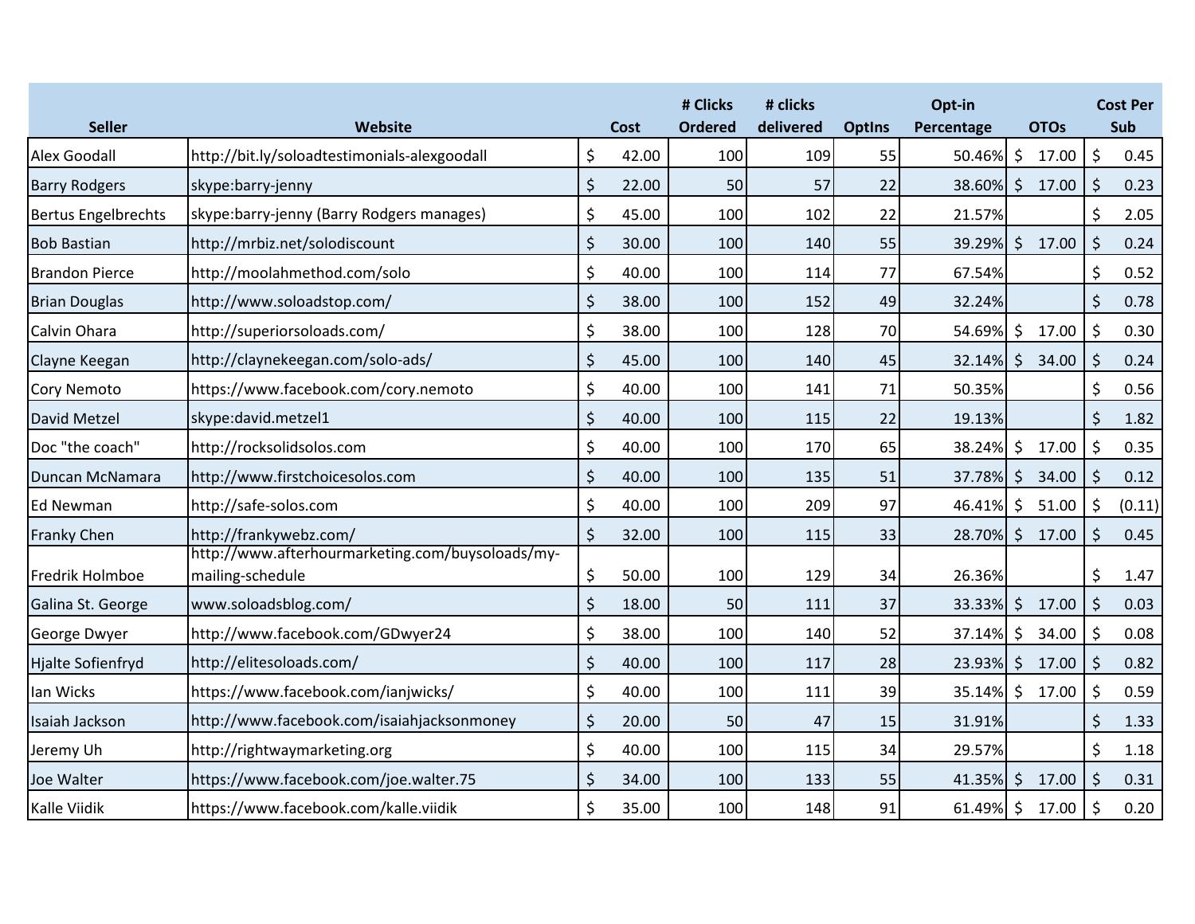| Seller | Website | Cost | # Clicks Ordered | # clicks delivered | OptIns | Opt-in Percentage | OTOs | Cost Per Sub |
|---|---|---|---|---|---|---|---|---|
| Alex Goodall | http://bit.ly/soloadtestimonials-alexgoodall | $ 42.00 | 100 | 109 | 55 | 50.46% | $ 17.00 | $ 0.45 |
| Barry Rodgers | skype:barry-jenny | $ 22.00 | 50 | 57 | 22 | 38.60% | $ 17.00 | $ 0.23 |
| Bertus Engelbrechts | skype:barry-jenny (Barry Rodgers manages) | $ 45.00 | 100 | 102 | 22 | 21.57% | | $ 2.05 |
| Bob Bastian | http://mrbiz.net/solodiscount | $ 30.00 | 100 | 140 | 55 | 39.29% | $ 17.00 | $ 0.24 |
| Brandon Pierce | http://moolahmethod.com/solo | $ 40.00 | 100 | 114 | 77 | 67.54% | | $ 0.52 |
| Brian Douglas | http://www.soloadstop.com/ | $ 38.00 | 100 | 152 | 49 | 32.24% | | $ 0.78 |
| Calvin Ohara | http://superiorsoloads.com/ | $ 38.00 | 100 | 128 | 70 | 54.69% | $ 17.00 | $ 0.30 |
| Clayne Keegan | http://claynekeegan.com/solo-ads/ | $ 45.00 | 100 | 140 | 45 | 32.14% | $ 34.00 | $ 0.24 |
| Cory Nemoto | https://www.facebook.com/cory.nemoto | $ 40.00 | 100 | 141 | 71 | 50.35% | | $ 0.56 |
| David Metzel | skype:david.metzel1 | $ 40.00 | 100 | 115 | 22 | 19.13% | | $ 1.82 |
| Doc "the coach" | http://rocksolidsolos.com | $ 40.00 | 100 | 170 | 65 | 38.24% | $ 17.00 | $ 0.35 |
| Duncan McNamara | http://www.firstchoicesolos.com | $ 40.00 | 100 | 135 | 51 | 37.78% | $ 34.00 | $ 0.12 |
| Ed Newman | http://safe-solos.com | $ 40.00 | 100 | 209 | 97 | 46.41% | $ 51.00 | $ (0.11) |
| Franky Chen | http://frankywebz.com/ | $ 32.00 | 100 | 115 | 33 | 28.70% | $ 17.00 | $ 0.45 |
| Fredrik Holmboe | http://www.afterhourmarketing.com/buysoloads/my-mailing-schedule | $ 50.00 | 100 | 129 | 34 | 26.36% | | $ 1.47 |
| Galina St. George | www.soloadsblog.com/ | $ 18.00 | 50 | 111 | 37 | 33.33% | $ 17.00 | $ 0.03 |
| George Dwyer | http://www.facebook.com/GDwyer24 | $ 38.00 | 100 | 140 | 52 | 37.14% | $ 34.00 | $ 0.08 |
| Hjalte Sofienfryd | http://elitesoloads.com/ | $ 40.00 | 100 | 117 | 28 | 23.93% | $ 17.00 | $ 0.82 |
| Ian Wicks | https://www.facebook.com/ianjwicks/ | $ 40.00 | 100 | 111 | 39 | 35.14% | $ 17.00 | $ 0.59 |
| Isaiah Jackson | http://www.facebook.com/isaiahjacksonmoney | $ 20.00 | 50 | 47 | 15 | 31.91% | | $ 1.33 |
| Jeremy Uh | http://rightwaymarketing.org | $ 40.00 | 100 | 115 | 34 | 29.57% | | $ 1.18 |
| Joe Walter | https://www.facebook.com/joe.walter.75 | $ 34.00 | 100 | 133 | 55 | 41.35% | $ 17.00 | $ 0.31 |
| Kalle Viidik | https://www.facebook.com/kalle.viidik | $ 35.00 | 100 | 148 | 91 | 61.49% | $ 17.00 | $ 0.20 |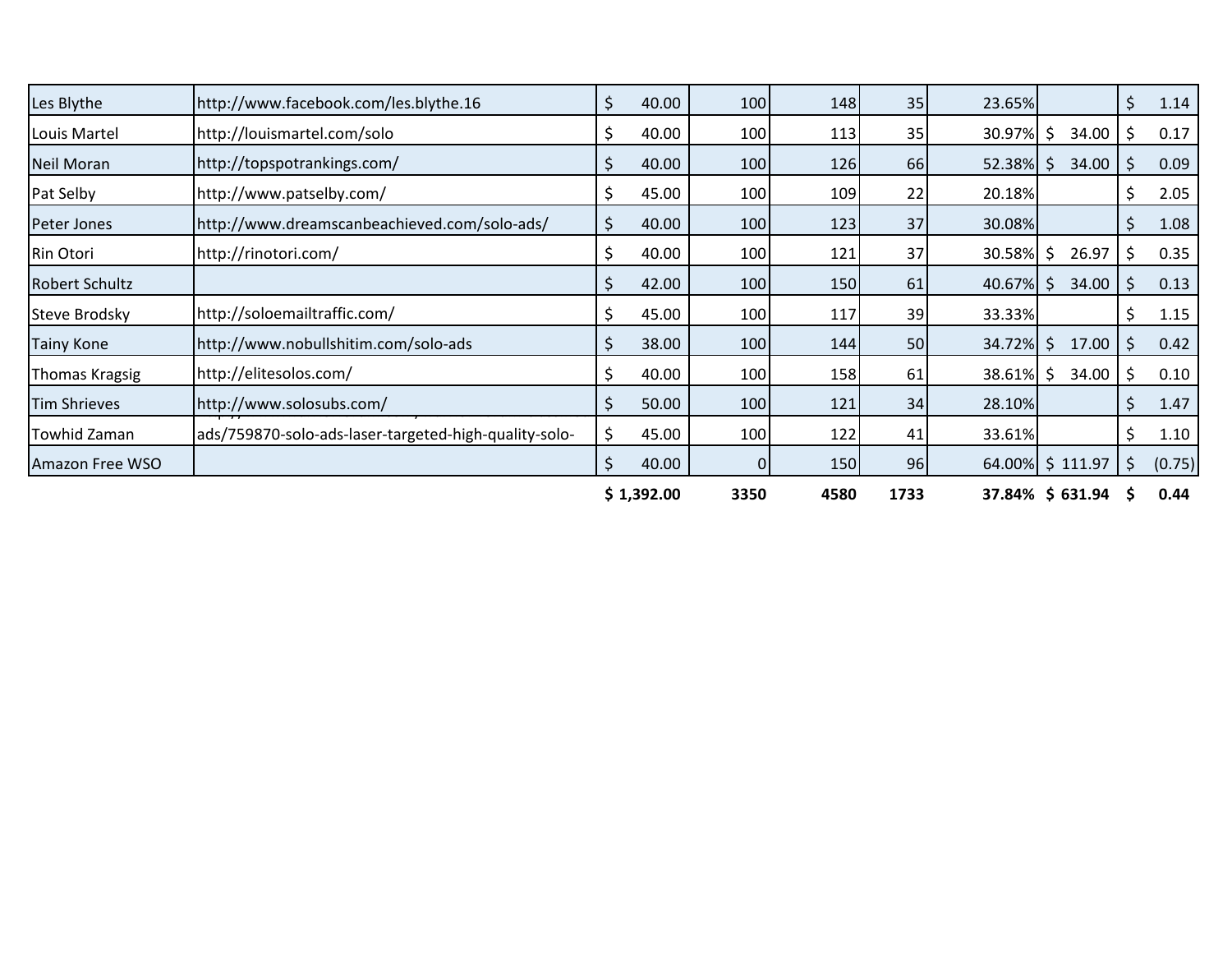| | | | | | | | | |
|---|---|---|---|---|---|---|---|---|
| Les Blythe | http://www.facebook.com/les.blythe.16 | $ 40.00 | 100 | 148 | 35 | 23.65% | | $ 1.14 |
| Louis Martel | http://louismartel.com/solo | $ 40.00 | 100 | 113 | 35 | 30.97% | $ 34.00 | $ 0.17 |
| Neil Moran | http://topspotrankings.com/ | $ 40.00 | 100 | 126 | 66 | 52.38% | $ 34.00 | $ 0.09 |
| Pat Selby | http://www.patselby.com/ | $ 45.00 | 100 | 109 | 22 | 20.18% | | $ 2.05 |
| Peter Jones | http://www.dreamscanbeachieved.com/solo-ads/ | $ 40.00 | 100 | 123 | 37 | 30.08% | | $ 1.08 |
| Rin Otori | http://rinotori.com/ | $ 40.00 | 100 | 121 | 37 | 30.58% | $ 26.97 | $ 0.35 |
| Robert Schultz | | $ 42.00 | 100 | 150 | 61 | 40.67% | $ 34.00 | $ 0.13 |
| Steve Brodsky | http://soloemailtraffic.com/ | $ 45.00 | 100 | 117 | 39 | 33.33% | | $ 1.15 |
| Tainy Kone | http://www.nobullshitim.com/solo-ads | $ 38.00 | 100 | 144 | 50 | 34.72% | $ 17.00 | $ 0.42 |
| Thomas Kragsig | http://elitesolos.com/ | $ 40.00 | 100 | 158 | 61 | 38.61% | $ 34.00 | $ 0.10 |
| Tim Shrieves | http://www.solosubs.com/ | $ 50.00 | 100 | 121 | 34 | 28.10% | | $ 1.47 |
| Towhid Zaman | ads/759870-solo-ads-laser-targeted-high-quality-solo- | $ 45.00 | 100 | 122 | 41 | 33.61% | | $ 1.10 |
| Amazon Free WSO | | $ 40.00 | 0 | 150 | 96 | 64.00% | $ 111.97 | $ (0.75) |
| | | **$ 1,392.00** | **3350** | **4580** | **1733** | **37.84%** | **$ 631.94** | **$ 0.44** |